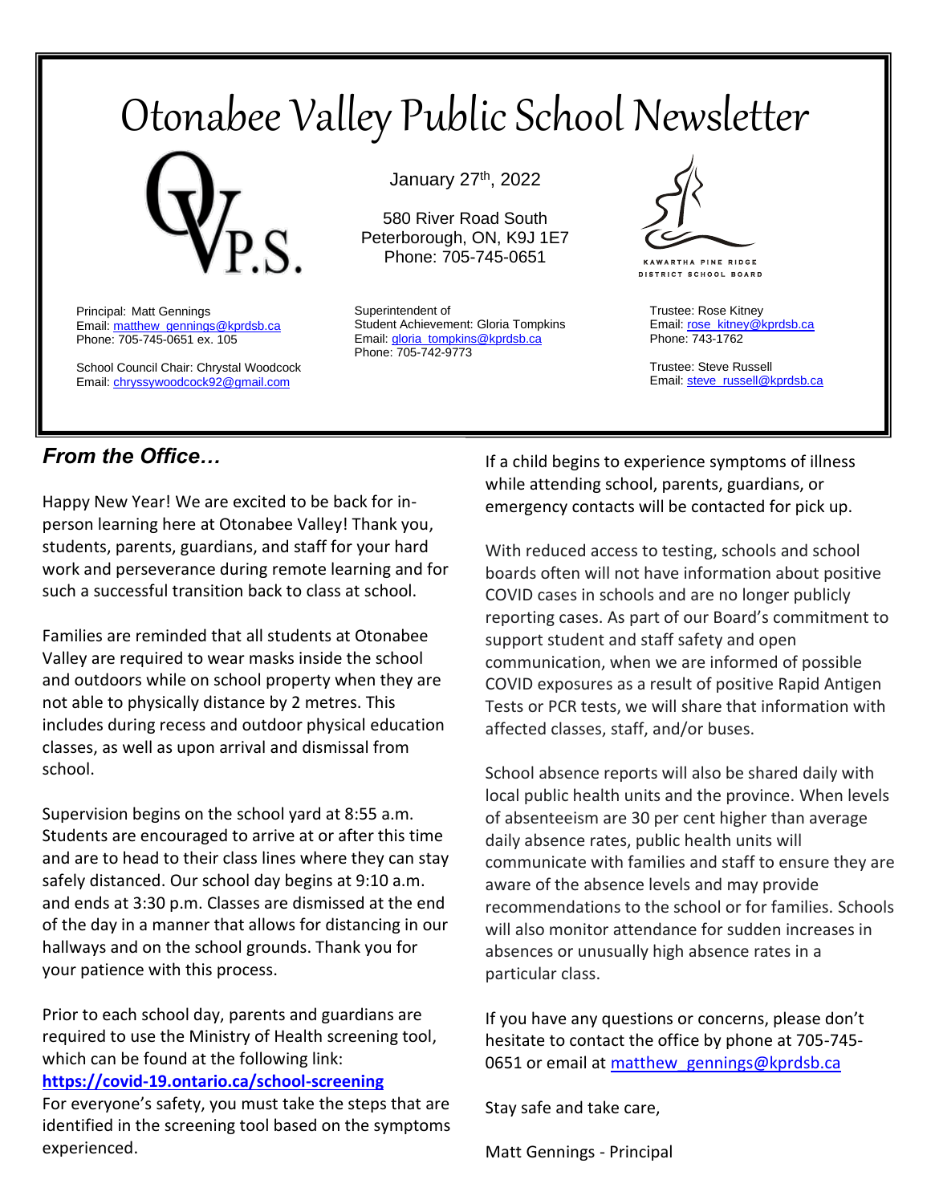# Otonabee Valley Public School Newsletter

January 27th, 2022

580 River Road South
Peterborough, ON, K9J 1E7
Phone: 705-745-0651

Principal: Matt Gennings
Email: matthew_gennings@kprdsb.ca
Phone: 705-745-0651 ex. 105

School Council Chair: Chrystal Woodcock
Email: chryssywoodcock92@gmail.com

Superintendent of
Student Achievement: Gloria Tompkins
Email: gloria_tompkins@kprdsb.ca
Phone: 705-742-9773

KAWARTHA PINE RIDGE DISTRICT SCHOOL BOARD

Trustee: Rose Kitney
Email: rose_kitney@kprdsb.ca
Phone: 743-1762

Trustee: Steve Russell
Email: steve_russell@kprdsb.ca

## *From the Office…*

Happy New Year! We are excited to be back for in-person learning here at Otonabee Valley! Thank you, students, parents, guardians, and staff for your hard work and perseverance during remote learning and for such a successful transition back to class at school.

Families are reminded that all students at Otonabee Valley are required to wear masks inside the school and outdoors while on school property when they are not able to physically distance by 2 metres. This includes during recess and outdoor physical education classes, as well as upon arrival and dismissal from school.

Supervision begins on the school yard at 8:55 a.m. Students are encouraged to arrive at or after this time and are to head to their class lines where they can stay safely distanced. Our school day begins at 9:10 a.m. and ends at 3:30 p.m. Classes are dismissed at the end of the day in a manner that allows for distancing in our hallways and on the school grounds. Thank you for your patience with this process.

Prior to each school day, parents and guardians are required to use the Ministry of Health screening tool, which can be found at the following link:
**https://covid-19.ontario.ca/school-screening**
For everyone's safety, you must take the steps that are identified in the screening tool based on the symptoms experienced.

If a child begins to experience symptoms of illness while attending school, parents, guardians, or emergency contacts will be contacted for pick up.

With reduced access to testing, schools and school boards often will not have information about positive COVID cases in schools and are no longer publicly reporting cases. As part of our Board's commitment to support student and staff safety and open communication, when we are informed of possible COVID exposures as a result of positive Rapid Antigen Tests or PCR tests, we will share that information with affected classes, staff, and/or buses.

School absence reports will also be shared daily with local public health units and the province. When levels of absenteeism are 30 per cent higher than average daily absence rates, public health units will communicate with families and staff to ensure they are aware of the absence levels and may provide recommendations to the school or for families. Schools will also monitor attendance for sudden increases in absences or unusually high absence rates in a particular class.

If you have any questions or concerns, please don't hesitate to contact the office by phone at 705-745-0651 or email at matthew_gennings@kprdsb.ca

Stay safe and take care,

Matt Gennings - Principal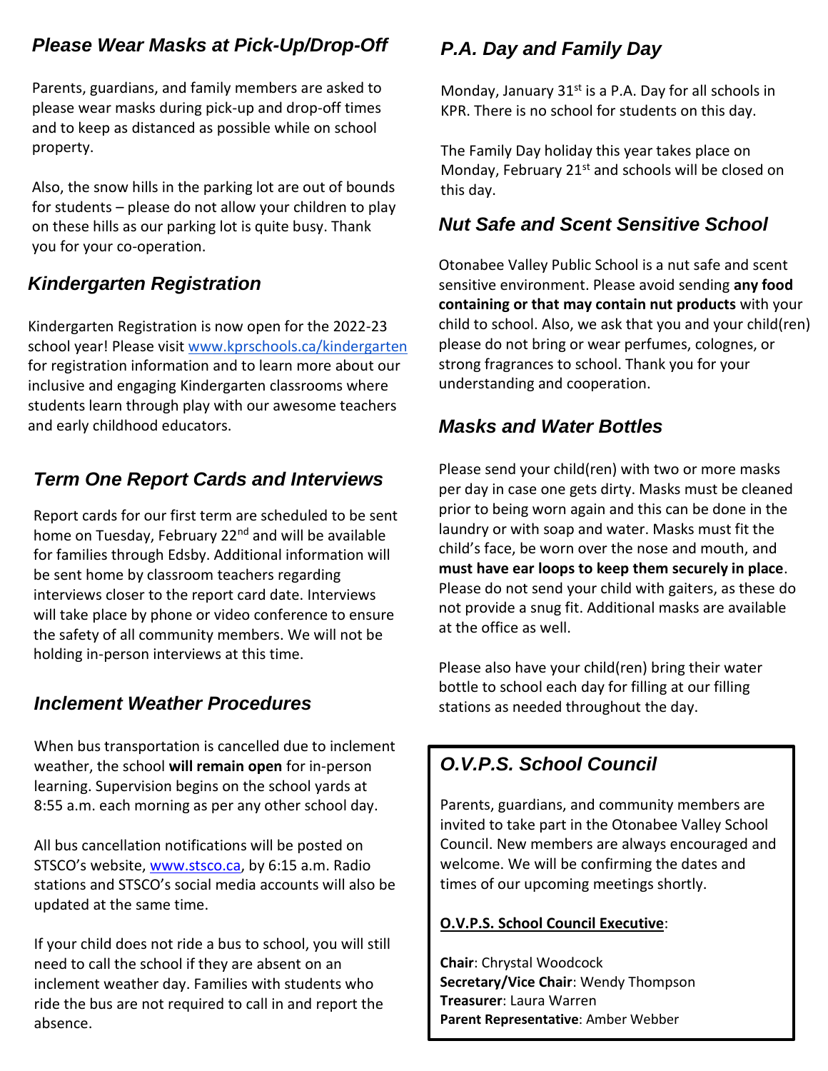## *Please Wear Masks at Pick-Up/Drop-Off*

Parents, guardians, and family members are asked to please wear masks during pick-up and drop-off times and to keep as distanced as possible while on school property.

Also, the snow hills in the parking lot are out of bounds for students – please do not allow your children to play on these hills as our parking lot is quite busy. Thank you for your co-operation.

## *Kindergarten Registration*

Kindergarten Registration is now open for the 2022-23 school year! Please visit [www.kprschools.ca/kindergarten](http://www.kprschools.ca/kindergarten) for registration information and to learn more about our inclusive and engaging Kindergarten classrooms where students learn through play with our awesome teachers and early childhood educators.

## *Term One Report Cards and Interviews*

Report cards for our first term are scheduled to be sent home on Tuesday, February 22nd and will be available for families through Edsby. Additional information will be sent home by classroom teachers regarding interviews closer to the report card date. Interviews will take place by phone or video conference to ensure the safety of all community members. We will not be holding in-person interviews at this time.

## *Inclement Weather Procedures*

When bus transportation is cancelled due to inclement weather, the school **will remain open** for in-person learning. Supervision begins on the school yards at 8:55 a.m. each morning as per any other school day.

All bus cancellation notifications will be posted on STSCO's website, [www.stsco.ca](http://www.stsco.ca), by 6:15 a.m. Radio stations and STSCO's social media accounts will also be updated at the same time.

If your child does not ride a bus to school, you will still need to call the school if they are absent on an inclement weather day. Families with students who ride the bus are not required to call in and report the absence.

## *P.A. Day and Family Day*

Monday, January 31st is a P.A. Day for all schools in KPR. There is no school for students on this day.

The Family Day holiday this year takes place on Monday, February 21st and schools will be closed on this day.

## *Nut Safe and Scent Sensitive School*

Otonabee Valley Public School is a nut safe and scent sensitive environment. Please avoid sending **any food containing or that may contain nut products** with your child to school. Also, we ask that you and your child(ren) please do not bring or wear perfumes, colognes, or strong fragrances to school. Thank you for your understanding and cooperation.

## *Masks and Water Bottles*

Please send your child(ren) with two or more masks per day in case one gets dirty. Masks must be cleaned prior to being worn again and this can be done in the laundry or with soap and water. Masks must fit the child's face, be worn over the nose and mouth, and **must have ear loops to keep them securely in place**. Please do not send your child with gaiters, as these do not provide a snug fit. Additional masks are available at the office as well.

Please also have your child(ren) bring their water bottle to school each day for filling at our filling stations as needed throughout the day.

## *O.V.P.S. School Council*

Parents, guardians, and community members are invited to take part in the Otonabee Valley School Council. New members are always encouraged and welcome. We will be confirming the dates and times of our upcoming meetings shortly.

**O.V.P.S. School Council Executive**:

**Chair**: Chrystal Woodcock
**Secretary/Vice Chair**: Wendy Thompson
**Treasurer**: Laura Warren
**Parent Representative**: Amber Webber